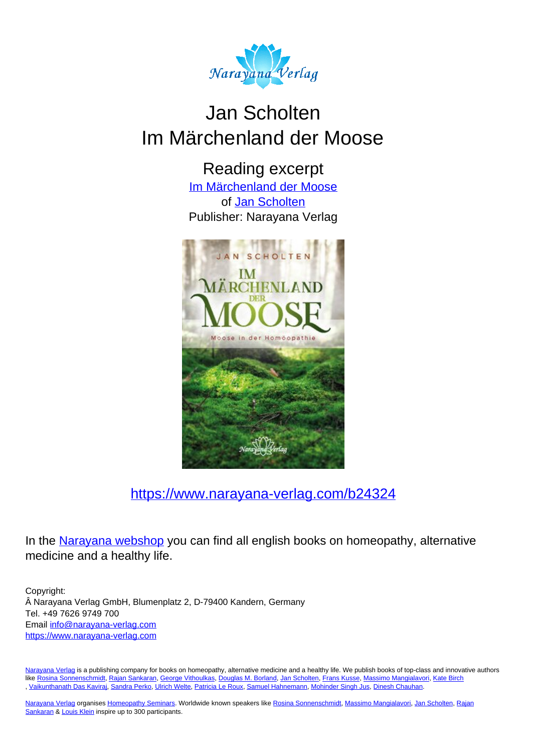# Jan Scholten
# Im Märchenland der Moose

## Reading excerpt

[Im Märchenland der Moose](https://www.narayana-verlag.com/b24324)
of [Jan Scholten](https://www.narayana-verlag.com)
Publisher: Narayana Verlag

https://www.narayana-verlag.com/b24324

In the Narayana webshop you can find all english books on homeopathy, alternative medicine and a healthy life.

Copyright:
Â Narayana Verlag GmbH, Blumenplatz 2, D-79400 Kandern, Germany
Tel. +49 7626 9749 700
Email info@narayana-verlag.com
https://www.narayana-verlag.com

Narayana Verlag is a publishing company for books on homeopathy, alternative medicine and a healthy life. We publish books of top-class and innovative authors like Rosina Sonnenschmidt, Rajan Sankaran, George Vithoulkas, Douglas M. Borland, Jan Scholten, Frans Kusse, Massimo Mangialavori, Kate Birch, Vaikunthanath Das Kaviraj, Sandra Perko, Ulrich Welte, Patricia Le Roux, Samuel Hahnemann, Mohinder Singh Jus, Dinesh Chauhan.

Narayana Verlag organises Homeopathy Seminars. Worldwide known speakers like Rosina Sonnenschmidt, Massimo Mangialavori, Jan Scholten, Rajan Sankaran & Louis Klein inspire up to 300 participants.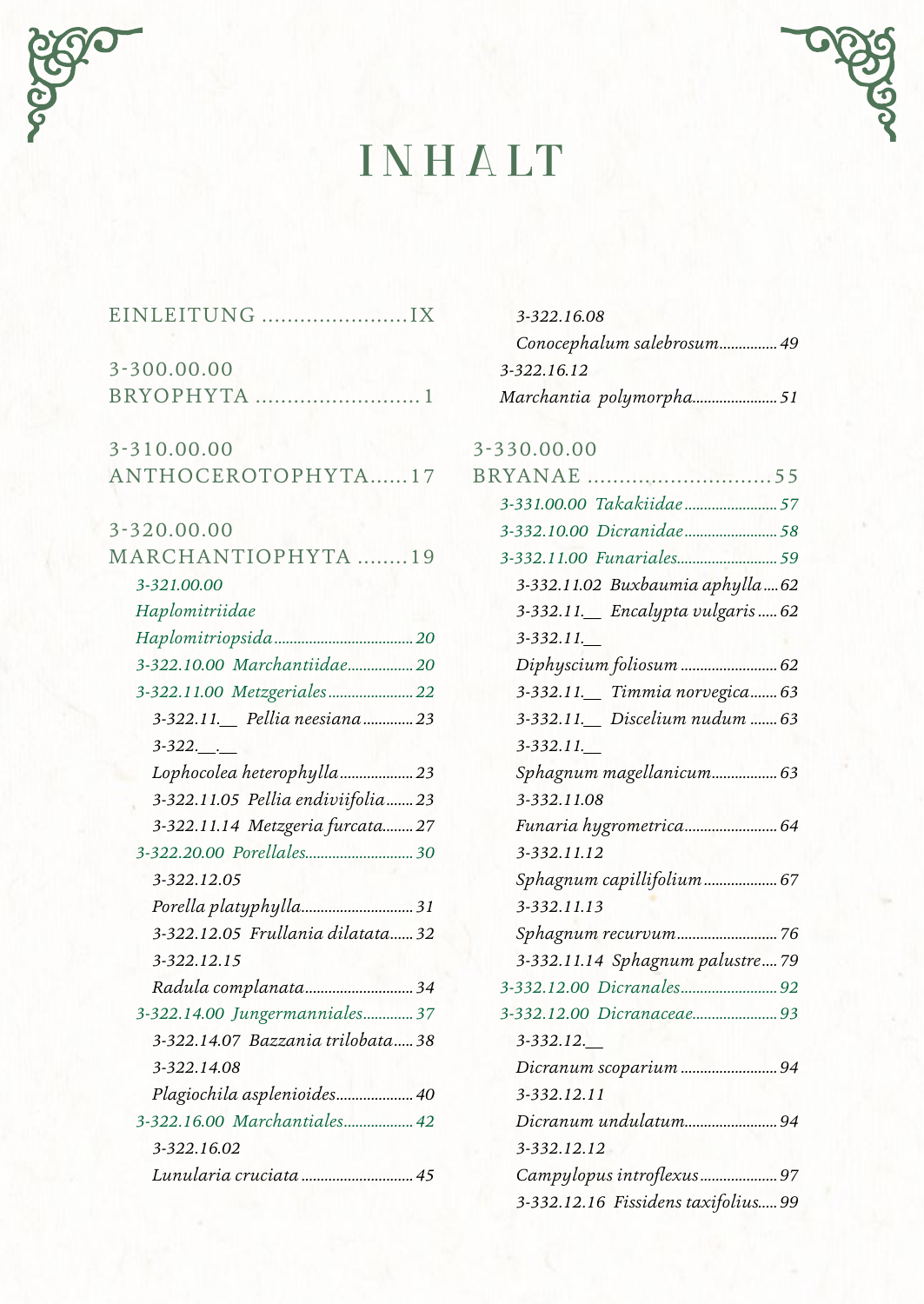# INHALT

EINLEITUNG ......................IX

3-300.00.00
BRYOPHYTA .........................1

3-310.00.00
ANTHOCEROTOPHYTA......17

3-320.00.00
MARCHANTIOPHYTA ........19

- *3-321.00.00 Haplomitriidae Haplomitriopsida ................................... 20*
- *3-322.10.00 Marchantiidae................. 20*
- *3-322.11.00 Metzgeriales...................... 22*
  - *3-322.11.__ Pellia neesiana ............. 23*
  - *3-322.__.__ Lophocolea heterophylla................... 23*
  - *3-322.11.05 Pellia endiviifolia....... 23*
  - *3-322.11.14 Metzgeria furcata........ 27*
- *3-322.20.00 Porellales............................ 30*
  - *3-322.12.05 Porella platyphylla............................. 31*
  - *3-322.12.05 Frullania dilatata...... 32*
  - *3-322.12.15 Radula complanata............................ 34*
- *3-322.14.00 Jungermanniales............. 37*
  - *3-322.14.07 Bazzania trilobata..... 38*
  - *3-322.14.08 Plagiochila asplenioides.................... 40*
- *3-322.16.00 Marchantiales.................. 42*
  - *3-322.16.02 Lunularia cruciata ............................ 45*
  - *3-322.16.08 Conocephalum salebrosum............... 49*
  - *3-322.16.12 Marchantia polymorpha...................... 51*

3-330.00.00
BRYANAE ............................55

- *3-331.00.00 Takakiidae........................ 57*
- *3-332.10.00 Dicranidae........................ 58*
- *3-332.11.00 Funariales.......................... 59*
  - *3-332.11.02 Buxbaumia aphylla.... 62*
  - *3-332.11.__ Encalypta vulgaris ..... 62*
  - *3-332.11.__ Diphyscium foliosum ......................... 62*
  - *3-332.11.__ Timmia norvegica....... 63*
  - *3-332.11.__ Discelium nudum ....... 63*
  - *3-332.11.__ Sphagnum magellanicum................. 63*
  - *3-332.11.08 Funaria hygrometrica........................ 64*
  - *3-332.11.12 Sphagnum capillifolium ................... 67*
  - *3-332.11.13 Sphagnum recurvum.......................... 76*
  - *3-332.11.14 Sphagnum palustre.... 79*
- *3-332.12.00 Dicranales......................... 92*
- *3-332.12.00 Dicranaceae...................... 93*
  - *3-332.12.__ Dicranum scoparium ......................... 94*
  - *3-332.12.11 Dicranum undulatum........................ 94*
  - *3-332.12.12 Campylopus introflexus.................... 97*
  - *3-332.12.16 Fissidens taxifolius..... 99*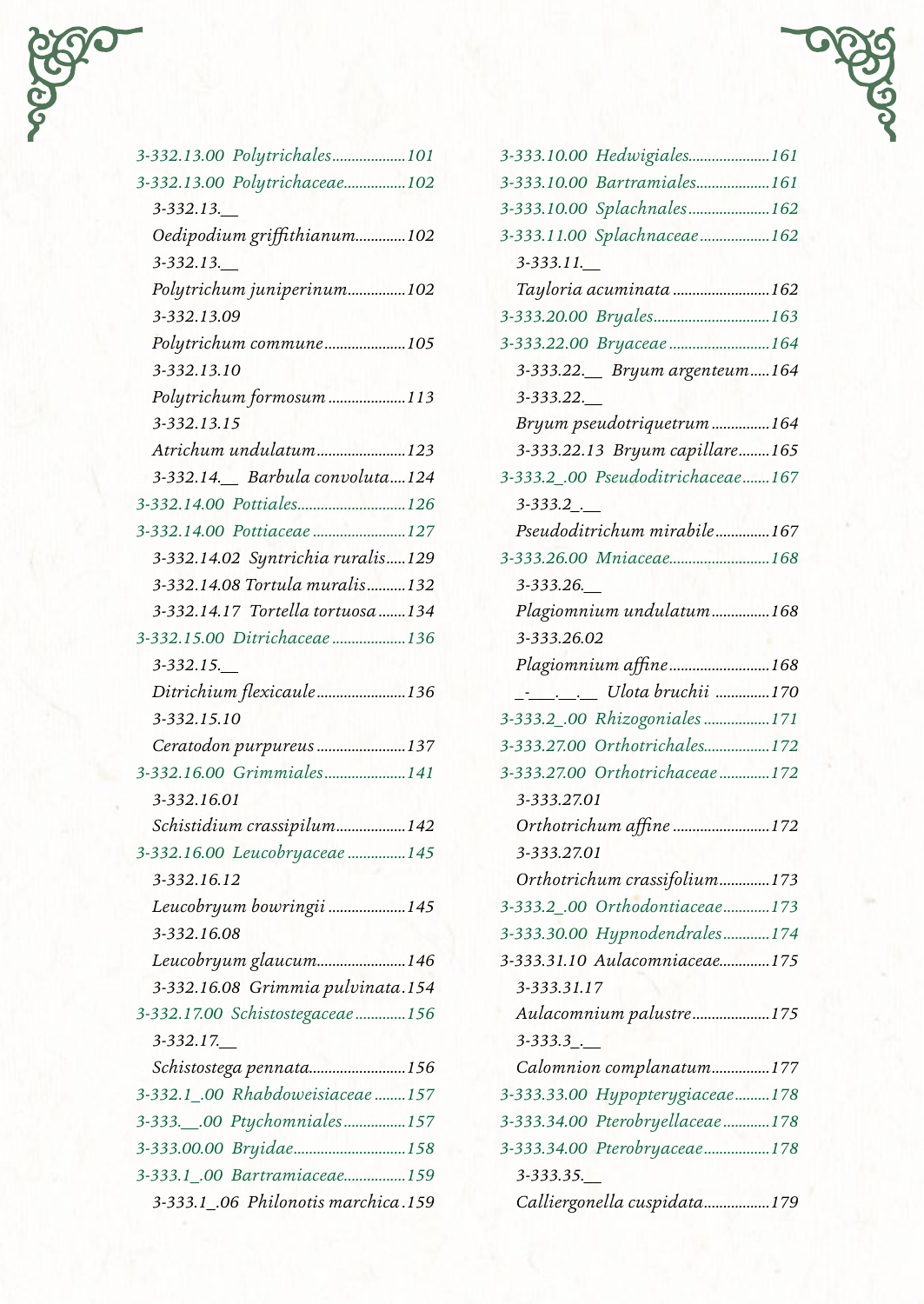*3-332.13.00 Polytrichales*...................101

*3-332.13.00 Polytrichaceae*................102

*3-332.13.__ Oedipodium griffithianum*.............102

*3-332.13.__ Polytrichum juniperinum*...............102

*3-332.13.09 Polytrichum commune*.....................105

*3-332.13.10 Polytrichum formosum*....................113

*3-332.13.15 Atrichum undulatum*.......................123

*3-332.14.__ Barbula convoluta*....124

*3-332.14.00 Pottiales*............................126

*3-332.14.00 Pottiaceae*........................127

*3-332.14.02 Syntrichia ruralis*.....129

*3-332.14.08 Tortula muralis*..........132

*3-332.14.17 Tortella tortuosa*.......134

*3-332.15.00 Ditrichaceae*...................136

*3-332.15.__ Ditrichium flexicaule*.......................136

*3-332.15.10 Ceratodon purpureus*.......................137

*3-332.16.00 Grimmiales*.....................141

*3-332.16.01 Schistidium crassipilum*..................142

*3-332.16.00 Leucobryaceae*...............145

*3-332.16.12 Leucobryum bowringii*....................145

*3-332.16.08 Leucobryum glaucum*.......................146

*3-332.16.08 Grimmia pulvinata*.154

*3-332.17.00 Schistostegaceae*.............156

*3-332.17.__ Schistostega pennata*.........................156

*3-332.1_.00 Rhabdoweisiaceae*........157

*3-333.__.00 Ptychomniales*................157

*3-333.00.00 Bryidae*.............................158

*3-333.1_.00 Bartramiaceae*................159

*3-333.1_.06 Philonotis marchica*.159

*3-333.10.00 Hedwigiales*.....................161

*3-333.10.00 Bartramiales*...................161

*3-333.10.00 Splachnales*.....................162

*3-333.11.00 Splachnaceae*..................162

*3-333.11.__ Tayloria acuminata*.........................162

*3-333.20.00 Bryales*.............................163

*3-333.22.00 Bryaceae*..........................164

*3-333.22.__ Bryum argenteum*.....164

*3-333.22.__ Bryum pseudotriquetrum*...............164

*3-333.22.13 Bryum capillare*........165

*3-333.2_.00 Pseudoditrichaceae*.......167

*3-333.2_.__ Pseudoditrichum mirabile*..............167

*3-333.26.00 Mniaceae*..........................168

*3-333.26.__ Plagiomnium undulatum*...............168

*3-333.26.02 Plagiomnium affine*..........................168

*_-___.__.__ Ulota bruchii*..............170

*3-333.2_.00 Rhizogoniales*.................171

*3-333.27.00 Orthotrichales*.................172

*3-333.27.00 Orthotrichaceae*.............172

*3-333.27.01 Orthotrichum affine*.........................172

*3-333.27.01 Orthotrichum crassifolium*.............173

*3-333.2_.00 Orthodontiaceae*............173

*3-333.30.00 Hypnodendrales*............174

*3-333.31.10 Aulacomniaceae*.............175

*3-333.31.17 Aulacomnium palustre*....................175

*3-333.3_.__ Calomnion complanatum*...............177

*3-333.33.00 Hypopterygiaceae*.........178

*3-333.34.00 Pterobryellaceae*............178

*3-333.34.00 Pterobryaceae*.................178

*3-333.35.__ Calliergonella cuspidata*.................179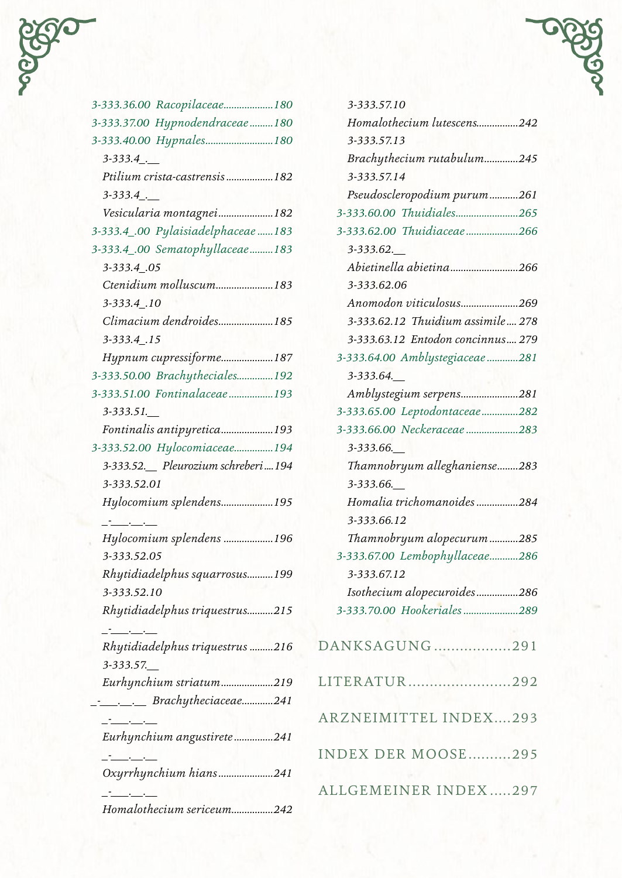*3-333.36.00 Racopilaceae*..................180
*3-333.37.00 Hypnodendraceae*.........180
*3-333.40.00 Hypnales*..........................180

*3-333.4_._*
*Ptilium crista-castrensis*..................182

*3-333.4_._*
*Vesicularia montagnei*.....................182

*3-333.4_.00 Pylaisiadelphaceae*......183
*3-333.4_.00 Sematophyllaceae*.........183

*3-333.4_.05*
*Ctenidium molluscum*......................183

*3-333.4_.10*
*Climacium dendroides*.....................185

*3-333.4_.15*
*Hypnum cupressiforme*....................187

*3-333.50.00 Brachytheciales*.............192
*3-333.51.00 Fontinalaceae*................193

*3-333.51.__*
*Fontinalis antipyretica*....................193

*3-333.52.00 Hylocomiaceae*...............194

*3-333.52.__ Pleurozium schreberi*....194

*3-333.52.01*
*Hylocomium splendens*....................195

*_-___.__.__*
*Hylocomium splendens*...................196

*3-333.52.05*
*Rhytidiadelphus squarrosus*..........199

*3-333.52.10*
*Rhytidiadelphus triquestrus*..........215

*_-___.__.__*
*Rhytidiadelphus triquestrus*.........216

*3-333.57.__*
*Eurhynchium striatum*....................219

*_-___.__.__ Brachytheciaceae*............241

*_-___.__.__*
*Eurhynchium angustirete*...............241

*_-___.__.__*
*Oxyrrhynchium hians*.....................241

*_-___.__.__*
*Homalothecium sericeum*................242

*3-333.57.10*
*Homalothecium lutescens*................242

*3-333.57.13*
*Brachythecium rutabulum*.............245

*3-333.57.14*
*Pseudoscleropodium purum*...........261

*3-333.60.00 Thuidiales*........................265
*3-333.62.00 Thuidiaceae*....................266

*3-333.62.__*
*Abietinella abietina*..........................266

*3-333.62.06*
*Anomodon viticulosus*......................269

*3-333.62.12 Thuidium assimile*.... 278

*3-333.63.12 Entodon concinnus*.... 279

*3-333.64.00 Amblystegiaceae*............281

*3-333.64.__*
*Amblystegium serpens*......................281

*3-333.65.00 Leptodontaceae*..............282
*3-333.66.00 Neckeraceae*....................283

*3-333.66.__*
*Thamnobryum alleghaniense*........283

*3-333.66.__*
*Homalia trichomanoides*................284

*3-333.66.12*
*Thamnobryum alopecurum*...........285

*3-333.67.00 Lembophyllaceae*...........286

*3-333.67.12*
*Isothecium alopecuroides*................286

*3-333.70.00 Hookeriales*.....................289

DANKSAGUNG..................291

LITERATUR........................292

ARZNEIMITTEL INDEX....293

INDEX DER MOOSE..........295

ALLGEMEINER INDEX.....297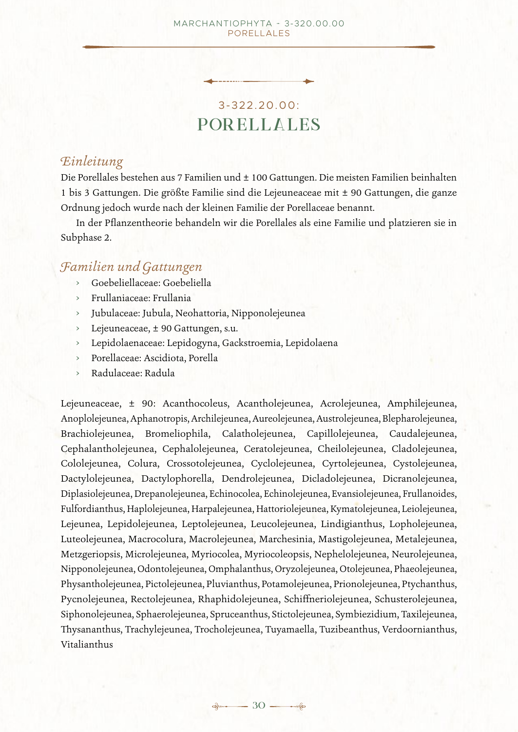## 3-322.20.00:
# PORELLALES

### *Einleitung*

Die Porellales bestehen aus 7 Familien und ± 100 Gattungen. Die meisten Familien beinhalten 1 bis 3 Gattungen. Die größte Familie sind die Lejeuneaceae mit ± 90 Gattungen, die ganze Ordnung jedoch wurde nach der kleinen Familie der Porellaceae benannt.

In der Pflanzentheorie behandeln wir die Porellales als eine Familie und platzieren sie in Subphase 2.

### *Familien und Gattungen*

- Goebeliellaceae: Goebeliella
- Frullaniaceae: Frullania
- Jubulaceae: Jubula, Neohattoria, Nipponolejeunea
- Lejeuneaceae, ± 90 Gattungen, s.u.
- Lepidolaenaceae: Lepidogyna, Gackstroemia, Lepidolaena
- Porellaceae: Ascidiota, Porella
- Radulaceae: Radula

Lejeuneaceae, ± 90: Acanthocoleus, Acantholejeunea, Acrolejeunea, Amphilejeunea, Anoplolejeunea, Aphanotropis, Archilejeunea, Aureolejeunea, Austrolejeunea, Blepharolejeunea, Brachiolejeunea, Bromeliophila, Calatholejeunea, Capillolejeunea, Caudalejeunea, Cephalantholejeunea, Cephalolejeunea, Ceratolejeunea, Cheilolejeunea, Cladolejeunea, Cololejeunea, Colura, Crossotolejeunea, Cyclolejeunea, Cyrtolejeunea, Cystolejeunea, Dactylolejeunea, Dactylophorella, Dendrolejeunea, Dicladolejeunea, Dicranolejeunea, Diplasiolejeunea, Drepanolejeunea, Echinocolea, Echinolejeunea, Evansiolejeunea, Frullanoides, Fulfordianthus, Haplolejeunea, Harpalejeunea, Hattoriolejeunea, Kymatolejeunea, Leiolejeunea, Lejeunea, Lepidolejeunea, Leptolejeunea, Leucolejeunea, Lindigianthus, Lopholejeunea, Luteolejeunea, Macrocolura, Macrolejeunea, Marchesinia, Mastigolejeunea, Metalejeunea, Metzgeriopsis, Microlejeunea, Myriocolea, Myriocoleopsis, Nephelolejeunea, Neurolejeunea, Nipponolejeunea, Odontolejeunea, Omphalanthus, Oryzolejeunea, Otolejeunea, Phaeolejeunea, Physantholejeunea, Pictolejeunea, Pluvianthus, Potamolejeunea, Prionolejeunea, Ptychanthus, Pycnolejeunea, Rectolejeunea, Rhaphidolejeunea, Schiffneriolejeunea, Schusterolejeunea, Siphonolejeunea, Sphaerolejeunea, Spruceanthus, Stictolejeunea, Symbiezidium, Taxilejeunea, Thysananthus, Trachylejeunea, Trocholejeunea, Tuyamaella, Tuzibeanthus, Verdoornianthus, Vitalianthus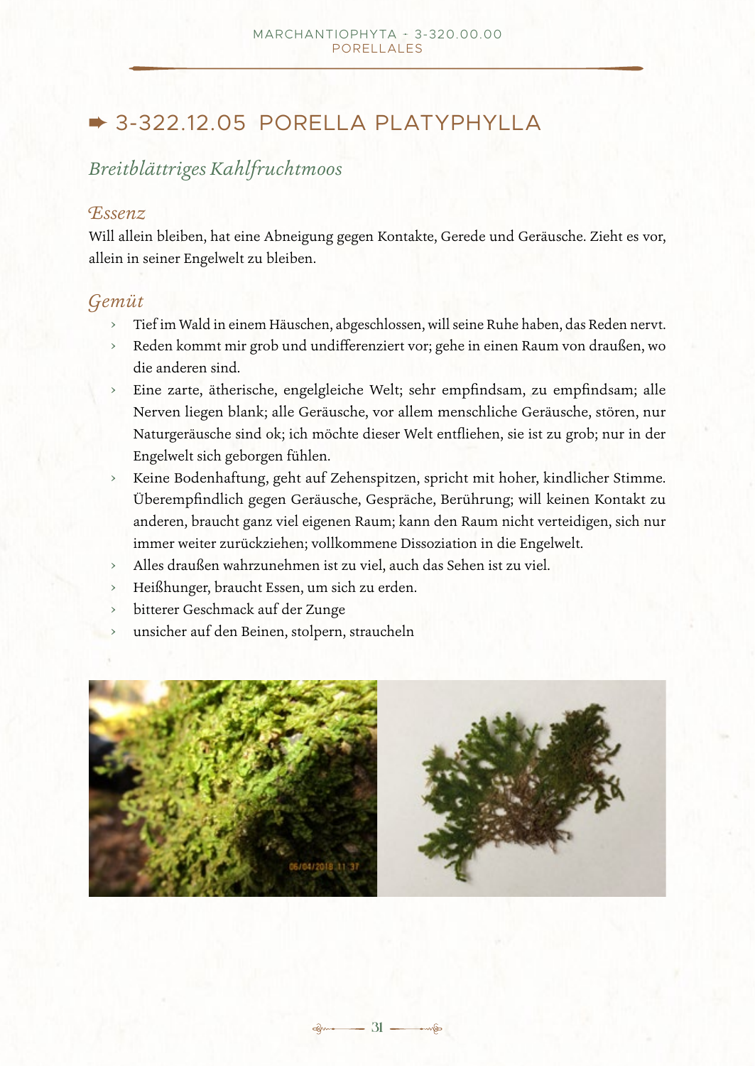## ➨ 3-322.12.05 PORELLA PLATYPHYLLA

*Breitblättriges Kahlfruchtmoos*

### *Essenz*

Will allein bleiben, hat eine Abneigung gegen Kontakte, Gerede und Geräusche. Zieht es vor, allein in seiner Engelwelt zu bleiben.

### *Gemüt*

- Tief im Wald in einem Häuschen, abgeschlossen, will seine Ruhe haben, das Reden nervt.
- Reden kommt mir grob und undifferenziert vor; gehe in einen Raum von draußen, wo die anderen sind.
- Eine zarte, ätherische, engelgleiche Welt; sehr empfindsam, zu empfindsam; alle Nerven liegen blank; alle Geräusche, vor allem menschliche Geräusche, stören, nur Naturgeräusche sind ok; ich möchte dieser Welt entfliehen, sie ist zu grob; nur in der Engelwelt sich geborgen fühlen.
- Keine Bodenhaftung, geht auf Zehenspitzen, spricht mit hoher, kindlicher Stimme. Überempfindlich gegen Geräusche, Gespräche, Berührung; will keinen Kontakt zu anderen, braucht ganz viel eigenen Raum; kann den Raum nicht verteidigen, sich nur immer weiter zurückziehen; vollkommene Dissoziation in die Engelwelt.
- Alles draußen wahrzunehmen ist zu viel, auch das Sehen ist zu viel.
- Heißhunger, braucht Essen, um sich zu erden.
- bitterer Geschmack auf der Zunge
- unsicher auf den Beinen, stolpern, straucheln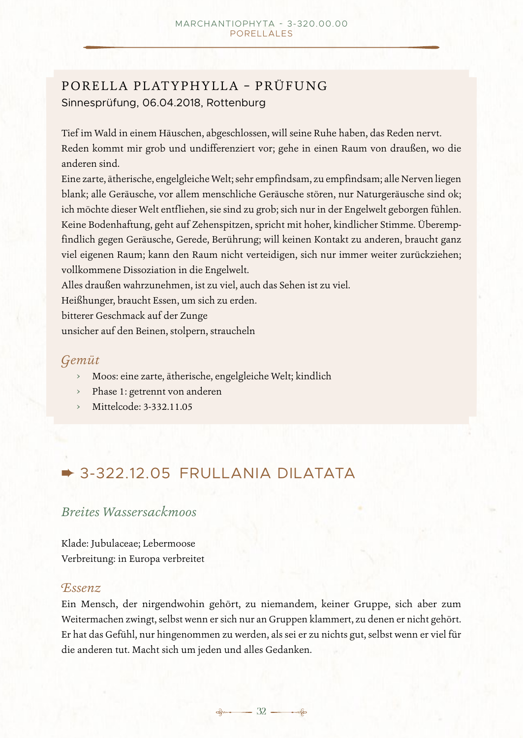## PORELLA PLATYPHYLLA – PRÜFUNG

Sinnesprüfung, 06.04.2018, Rottenburg

Tief im Wald in einem Häuschen, abgeschlossen, will seine Ruhe haben, das Reden nervt. Reden kommt mir grob und undifferenziert vor; gehe in einen Raum von draußen, wo die anderen sind.
Eine zarte, ätherische, engelgleiche Welt; sehr empfindsam, zu empfindsam; alle Nerven liegen blank; alle Geräusche, vor allem menschliche Geräusche stören, nur Naturgeräusche sind ok; ich möchte dieser Welt entfliehen, sie sind zu grob; sich nur in der Engelwelt geborgen fühlen. Keine Bodenhaftung, geht auf Zehenspitzen, spricht mit hoher, kindlicher Stimme. Überempfindlich gegen Geräusche, Gerede, Berührung; will keinen Kontakt zu anderen, braucht ganz viel eigenen Raum; kann den Raum nicht verteidigen, sich nur immer weiter zurückziehen; vollkommene Dissoziation in die Engelwelt.
Alles draußen wahrzunehmen, ist zu viel, auch das Sehen ist zu viel.
Heißhunger, braucht Essen, um sich zu erden.
bitterer Geschmack auf der Zunge
unsicher auf den Beinen, stolpern, straucheln

### *Gemüt*

- Moos: eine zarte, ätherische, engelgleiche Welt; kindlich
- Phase 1: getrennt von anderen
- Mittelcode: 3-332.11.05

## ➨ 3-322.12.05 FRULLANIA DILATATA

### *Breites Wassersackmoos*

Klade: Jubulaceae; Lebermoose
Verbreitung: in Europa verbreitet

### *Essenz*

Ein Mensch, der nirgendwohin gehört, zu niemandem, keiner Gruppe, sich aber zum Weitermachen zwingt, selbst wenn er sich nur an Gruppen klammert, zu denen er nicht gehört. Er hat das Gefühl, nur hingenommen zu werden, als sei er zu nichts gut, selbst wenn er viel für die anderen tut. Macht sich um jeden und alles Gedanken.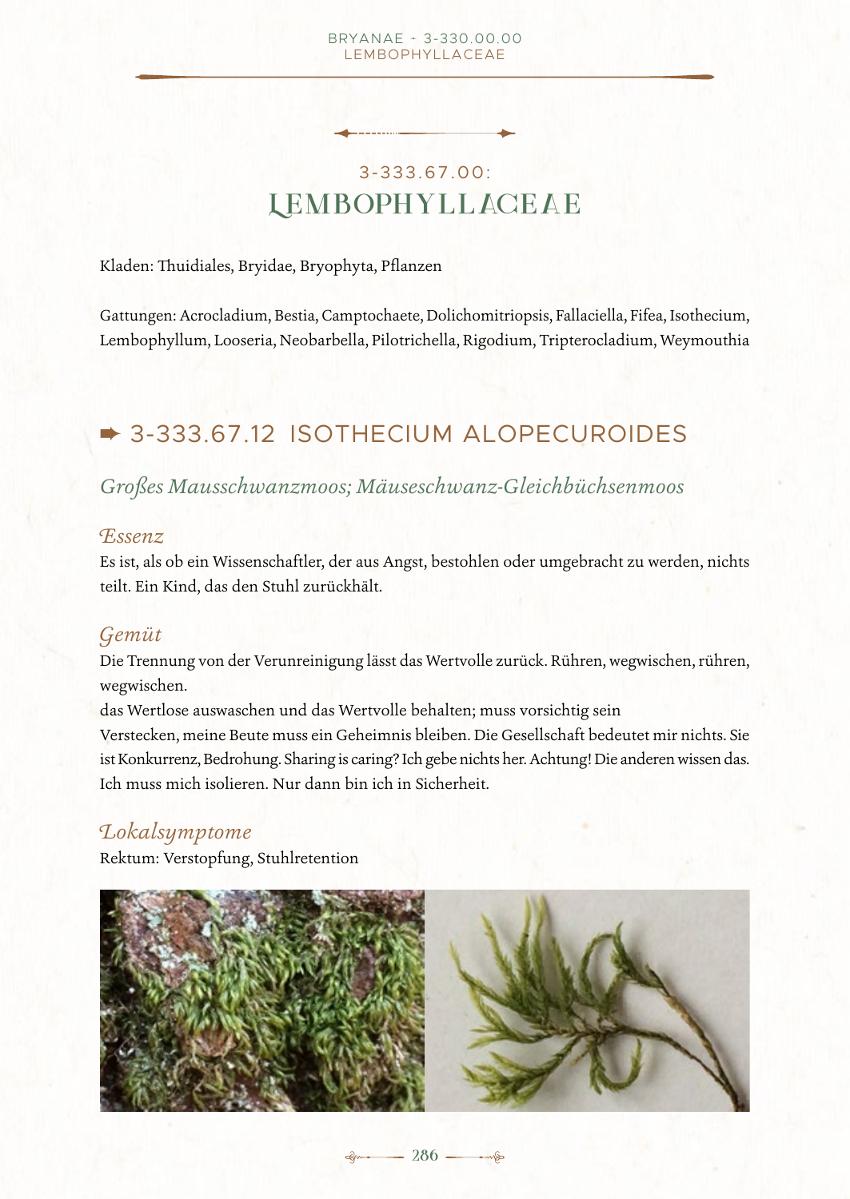## 3-333.67.00:
# LEMBOPHYLLACEAE

Kladen: Thuidiales, Bryidae, Bryophyta, Pflanzen

Gattungen: Acrocladium, Bestia, Camptochaete, Dolichomitriopsis, Fallaciella, Fifea, Isothecium, Lembophyllum, Looseria, Neobarbella, Pilotrichella, Rigodium, Tripterocladium, Weymouthia

## ➡ 3-333.67.12 ISOTHECIUM ALOPECUROIDES

*Großes Mausschwanzmoos; Mäuseschwanz-Gleichbüchsenmoos*

### *Essenz*

Es ist, als ob ein Wissenschaftler, der aus Angst, bestohlen oder umgebracht zu werden, nichts teilt. Ein Kind, das den Stuhl zurückhält.

### *Gemüt*

Die Trennung von der Verunreinigung lässt das Wertvolle zurück. Rühren, wegwischen, rühren, wegwischen.

das Wertlose auswaschen und das Wertvolle behalten; muss vorsichtig sein

Verstecken, meine Beute muss ein Geheimnis bleiben. Die Gesellschaft bedeutet mir nichts. Sie ist Konkurrenz, Bedrohung. Sharing is caring? Ich gebe nichts her. Achtung! Die anderen wissen das. Ich muss mich isolieren. Nur dann bin ich in Sicherheit.

### *Lokalsymptome*

Rektum: Verstopfung, Stuhlretention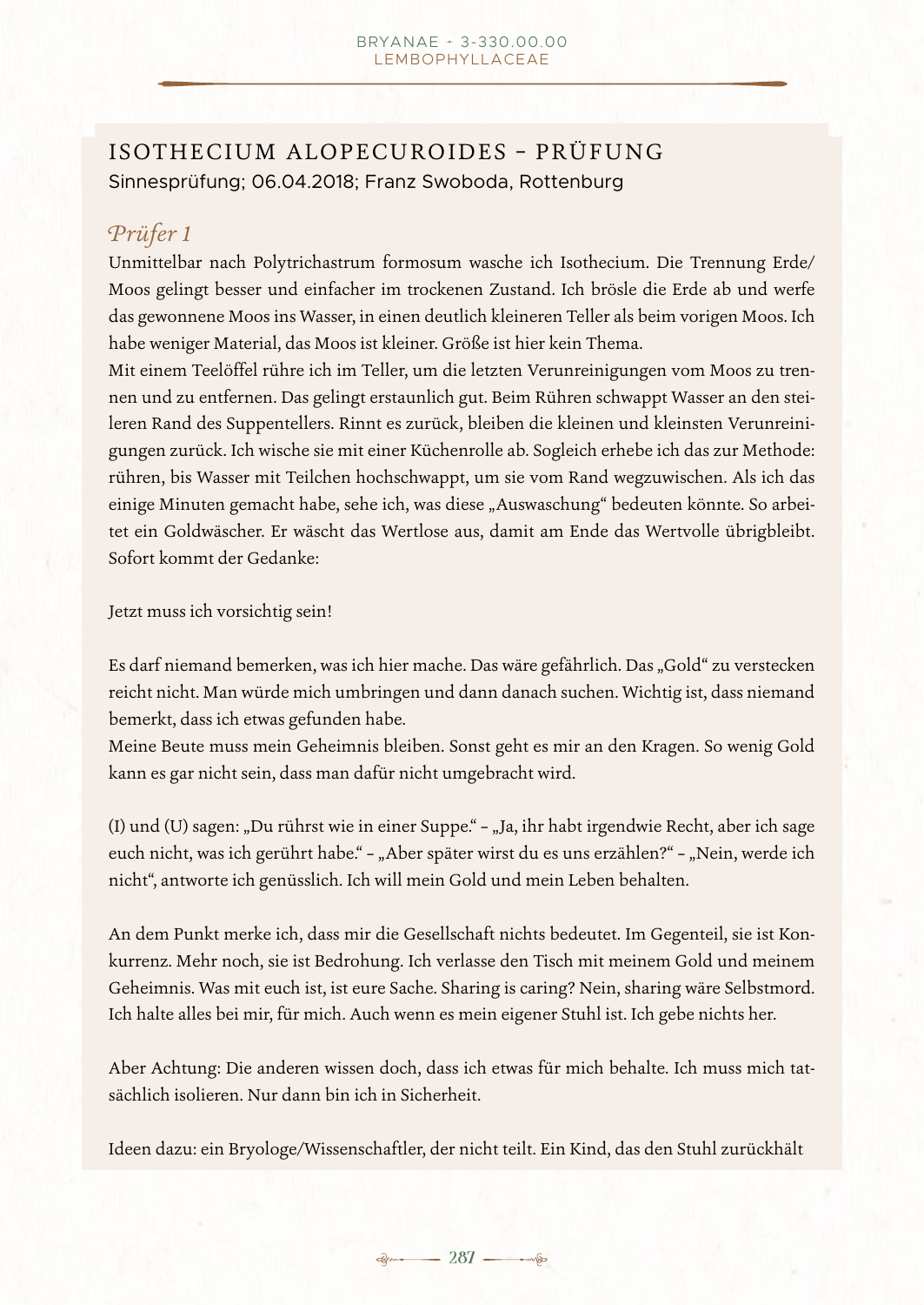## ISOTHECIUM ALOPECUROIDES – PRÜFUNG

Sinnesprüfung; 06.04.2018; Franz Swoboda, Rottenburg

### *Prüfer 1*

Unmittelbar nach Polytrichastrum formosum wasche ich Isothecium. Die Trennung Erde/Moos gelingt besser und einfacher im trockenen Zustand. Ich brösle die Erde ab und werfe das gewonnene Moos ins Wasser, in einen deutlich kleineren Teller als beim vorigen Moos. Ich habe weniger Material, das Moos ist kleiner. Größe ist hier kein Thema.

Mit einem Teelöffel rühre ich im Teller, um die letzten Verunreinigungen vom Moos zu trennen und zu entfernen. Das gelingt erstaunlich gut. Beim Rühren schwappt Wasser an den steileren Rand des Suppentellers. Rinnt es zurück, bleiben die kleinen und kleinsten Verunreinigungen zurück. Ich wische sie mit einer Küchenrolle ab. Sogleich erhebe ich das zur Methode: rühren, bis Wasser mit Teilchen hochschwappt, um sie vom Rand wegzuwischen. Als ich das einige Minuten gemacht habe, sehe ich, was diese „Auswaschung" bedeuten könnte. So arbeitet ein Goldwäscher. Er wäscht das Wertlose aus, damit am Ende das Wertvolle übrigbleibt. Sofort kommt der Gedanke:

Jetzt muss ich vorsichtig sein!

Es darf niemand bemerken, was ich hier mache. Das wäre gefährlich. Das „Gold" zu verstecken reicht nicht. Man würde mich umbringen und dann danach suchen. Wichtig ist, dass niemand bemerkt, dass ich etwas gefunden habe.

Meine Beute muss mein Geheimnis bleiben. Sonst geht es mir an den Kragen. So wenig Gold kann es gar nicht sein, dass man dafür nicht umgebracht wird.

(I) und (U) sagen: „Du rührst wie in einer Suppe." – „Ja, ihr habt irgendwie Recht, aber ich sage euch nicht, was ich gerührt habe." – „Aber später wirst du es uns erzählen?" – „Nein, werde ich nicht", antworte ich genüsslich. Ich will mein Gold und mein Leben behalten.

An dem Punkt merke ich, dass mir die Gesellschaft nichts bedeutet. Im Gegenteil, sie ist Konkurrenz. Mehr noch, sie ist Bedrohung. Ich verlasse den Tisch mit meinem Gold und meinem Geheimnis. Was mit euch ist, ist eure Sache. Sharing is caring? Nein, sharing wäre Selbstmord. Ich halte alles bei mir, für mich. Auch wenn es mein eigener Stuhl ist. Ich gebe nichts her.

Aber Achtung: Die anderen wissen doch, dass ich etwas für mich behalte. Ich muss mich tatsächlich isolieren. Nur dann bin ich in Sicherheit.

Ideen dazu: ein Bryologe/Wissenschaftler, der nicht teilt. Ein Kind, das den Stuhl zurückhält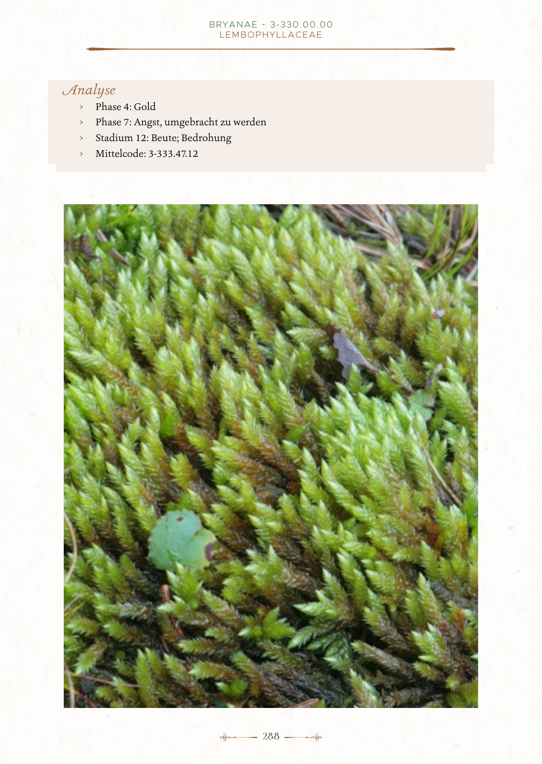## *Analyse*

- Phase 4: Gold
- Phase 7: Angst, umgebracht zu werden
- Stadium 12: Beute; Bedrohung
- Mittelcode: 3-333.47.12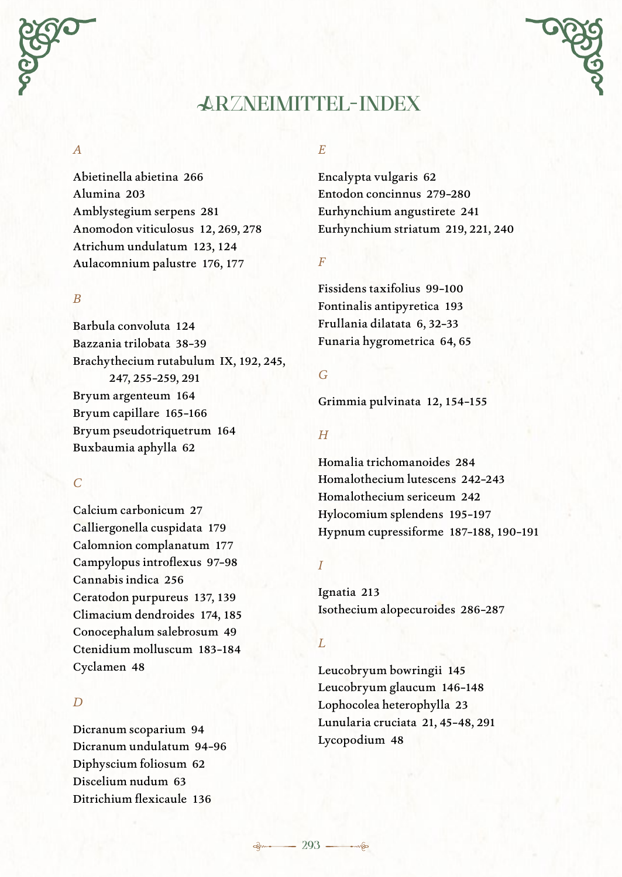# Arzneimittel-Index

*A*

Abietinella abietina 266
Alumina 203
Amblystegium serpens 281
Anomodon viticulosus 12, 269, 278
Atrichum undulatum 123, 124
Aulacomnium palustre 176, 177

*B*

Barbula convoluta 124
Bazzania trilobata 38–39
Brachythecium rutabulum IX, 192, 245, 247, 255–259, 291
Bryum argenteum 164
Bryum capillare 165–166
Bryum pseudotriquetrum 164
Buxbaumia aphylla 62

*C*

Calcium carbonicum 27
Calliergonella cuspidata 179
Calomnion complanatum 177
Campylopus introflexus 97–98
Cannabis indica 256
Ceratodon purpureus 137, 139
Climacium dendroides 174, 185
Conocephalum salebrosum 49
Ctenidium molluscum 183–184
Cyclamen 48

*D*

Dicranum scoparium 94
Dicranum undulatum 94–96
Diphyscium foliosum 62
Discelium nudum 63
Ditrichium flexicaule 136

*E*

Encalypta vulgaris 62
Entodon concinnus 279–280
Eurhynchium angustirete 241
Eurhynchium striatum 219, 221, 240

*F*

Fissidens taxifolius 99–100
Fontinalis antipyretica 193
Frullania dilatata 6, 32–33
Funaria hygrometrica 64, 65

*G*

Grimmia pulvinata 12, 154–155

*H*

Homalia trichomanoides 284
Homalothecium lutescens 242–243
Homalothecium sericeum 242
Hylocomium splendens 195–197
Hypnum cupressiforme 187–188, 190–191

*I*

Ignatia 213
Isothecium alopecuroides 286–287

*L*

Leucobryum bowringii 145
Leucobryum glaucum 146–148
Lophocolea heterophylla 23
Lunularia cruciata 21, 45–48, 291
Lycopodium 48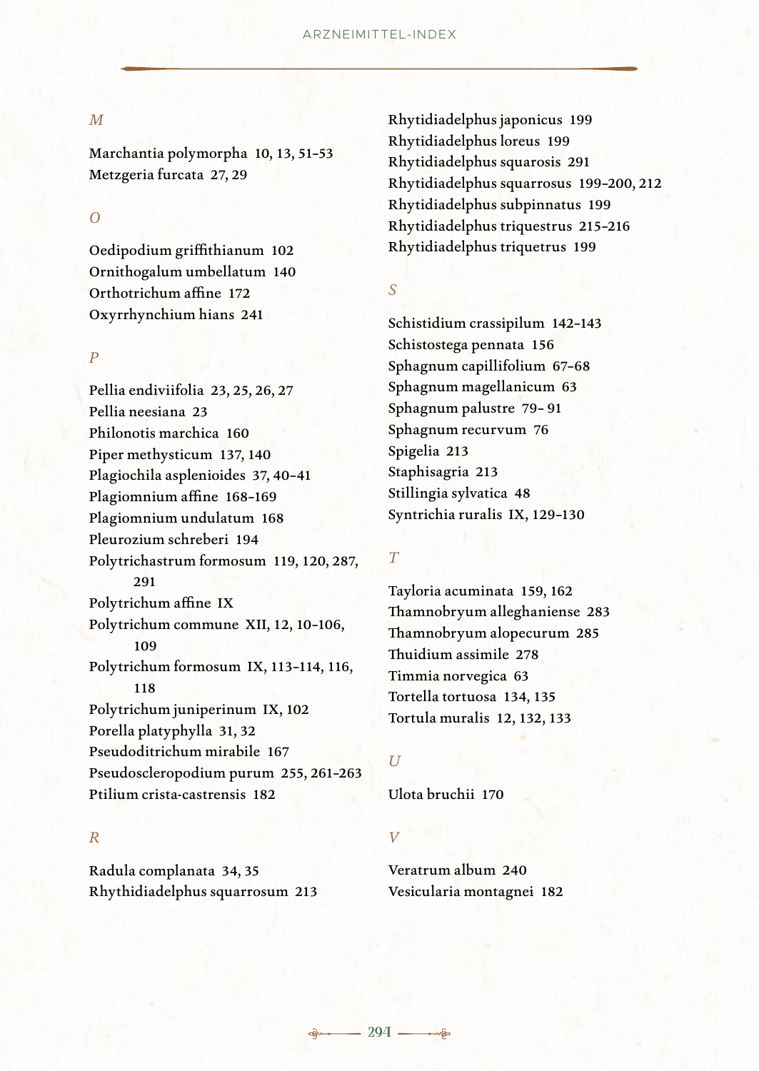## M

Marchantia polymorpha 10, 13, 51–53
Metzgeria furcata 27, 29

## O

Oedipodium griffithianum 102
Ornithogalum umbellatum 140
Orthotrichum affine 172
Oxyrrhynchium hians 241

## P

Pellia endiviifolia 23, 25, 26, 27
Pellia neesiana 23
Philonotis marchica 160
Piper methysticum 137, 140
Plagiochila asplenioides 37, 40–41
Plagiomnium affine 168–169
Plagiomnium undulatum 168
Pleurozium schreberi 194
Polytrichastrum formosum 119, 120, 287, 291
Polytrichum affine IX
Polytrichum commune XII, 12, 10–106, 109
Polytrichum formosum IX, 113–114, 116, 118
Polytrichum juniperinum IX, 102
Porella platyphylla 31, 32
Pseudoditrichum mirabile 167
Pseudoscleropodium purum 255, 261–263
Ptilium crista-castrensis 182

## R

Radula complanata 34, 35
Rhythidiadelphus squarrosum 213
Rhytidiadelphus japonicus 199
Rhytidiadelphus loreus 199
Rhytidiadelphus squarosis 291
Rhytidiadelphus squarrosus 199–200, 212
Rhytidiadelphus subpinnatus 199
Rhytidiadelphus triquestrus 215–216
Rhytidiadelphus triquetrus 199

## S

Schistidium crassipilum 142–143
Schistostega pennata 156
Sphagnum capillifolium 67–68
Sphagnum magellanicum 63
Sphagnum palustre 79– 91
Sphagnum recurvum 76
Spigelia 213
Staphisagria 213
Stillingia sylvatica 48
Syntrichia ruralis IX, 129–130

## T

Tayloria acuminata 159, 162
Thamnobryum alleghaniense 283
Thamnobryum alopecurum 285
Thuidium assimile 278
Timmia norvegica 63
Tortella tortuosa 134, 135
Tortula muralis 12, 132, 133

## U

Ulota bruchii 170

## V

Veratrum album 240
Vesicularia montagnei 182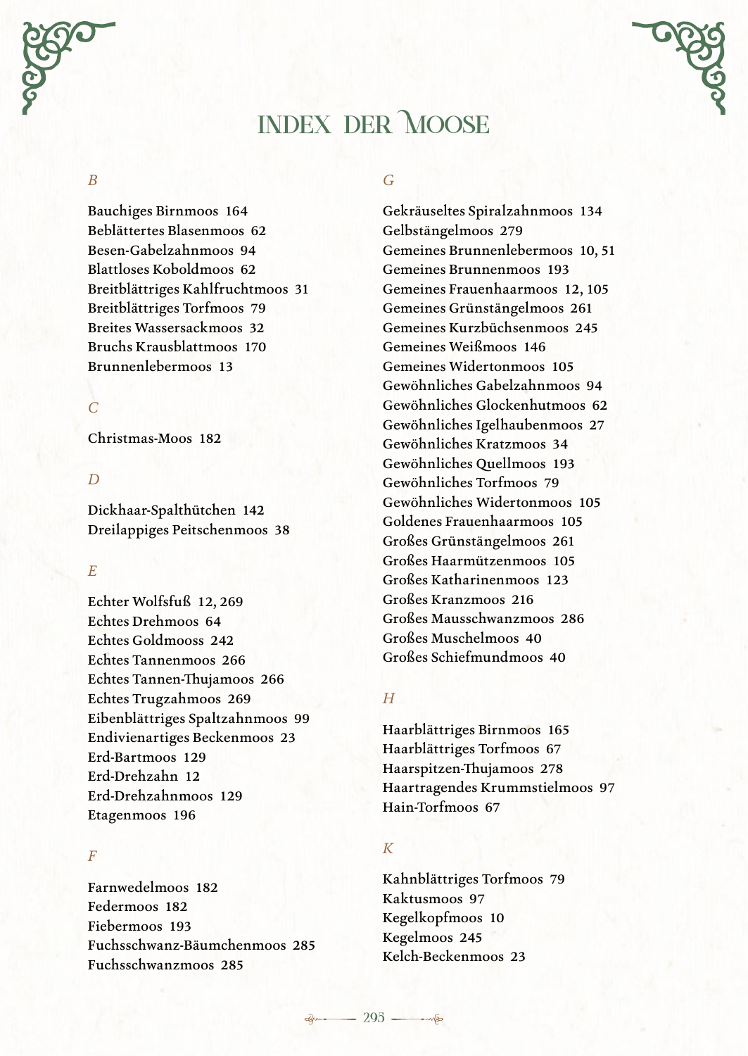# INDEX DER MOOSE

*B*

Bauchiges Birnmoos 164
Beblättertes Blasenmoos 62
Besen-Gabelzahnmoos 94
Blattloses Koboldmoos 62
Breitblättriges Kahlfruchtmoos 31
Breitblättriges Torfmoos 79
Breites Wassersackmoos 32
Bruchs Krausblattmoos 170
Brunnenlebermoos 13

*C*

Christmas-Moos 182

*D*

Dickhaar-Spalthütchen 142
Dreilappiges Peitschenmoos 38

*E*

Echter Wolfsfuß 12, 269
Echtes Drehmoos 64
Echtes Goldmooss 242
Echtes Tannenmoos 266
Echtes Tannen-Thujamoos 266
Echtes Trugzahmoos 269
Eibenblättriges Spaltzahnmoos 99
Endivienartiges Beckenmoos 23
Erd-Bartmoos 129
Erd-Drehzahn 12
Erd-Drehzahnmoos 129
Etagenmoos 196

*F*

Farnwedelmoos 182
Federmoos 182
Fiebermoos 193
Fuchsschwanz-Bäumchenmoos 285
Fuchsschwanzmoos 285

*G*

Gekräuseltes Spiralzahnmoos 134
Gelbstängelmoos 279
Gemeines Brunnenlebermoos 10, 51
Gemeines Brunnenmoos 193
Gemeines Frauenhaarmoos 12, 105
Gemeines Grünstängelmoos 261
Gemeines Kurzbüchsenmoos 245
Gemeines Weißmoos 146
Gemeines Widertonmoos 105
Gewöhnliches Gabelzahnmoos 94
Gewöhnliches Glockenhutmoos 62
Gewöhnliches Igelhaubenmoos 27
Gewöhnliches Kratzmoos 34
Gewöhnliches Quellmoos 193
Gewöhnliches Torfmoos 79
Gewöhnliches Widertonmoos 105
Goldenes Frauenhaarmoos 105
Großes Grünstängelmoos 261
Großes Haarmützenmoos 105
Großes Katharinenmoos 123
Großes Kranzmoos 216
Großes Mausschwanzmoos 286
Großes Muschelmoos 40
Großes Schiefmundmoos 40

*H*

Haarblättriges Birnmoos 165
Haarblättriges Torfmoos 67
Haarspitzen-Thujamoos 278
Haartragendes Krummstielmoos 97
Hain-Torfmoos 67

*K*

Kahnblättriges Torfmoos 79
Kaktusmoos 97
Kegelkopfmoos 10
Kegelmoos 245
Kelch-Beckenmoos 23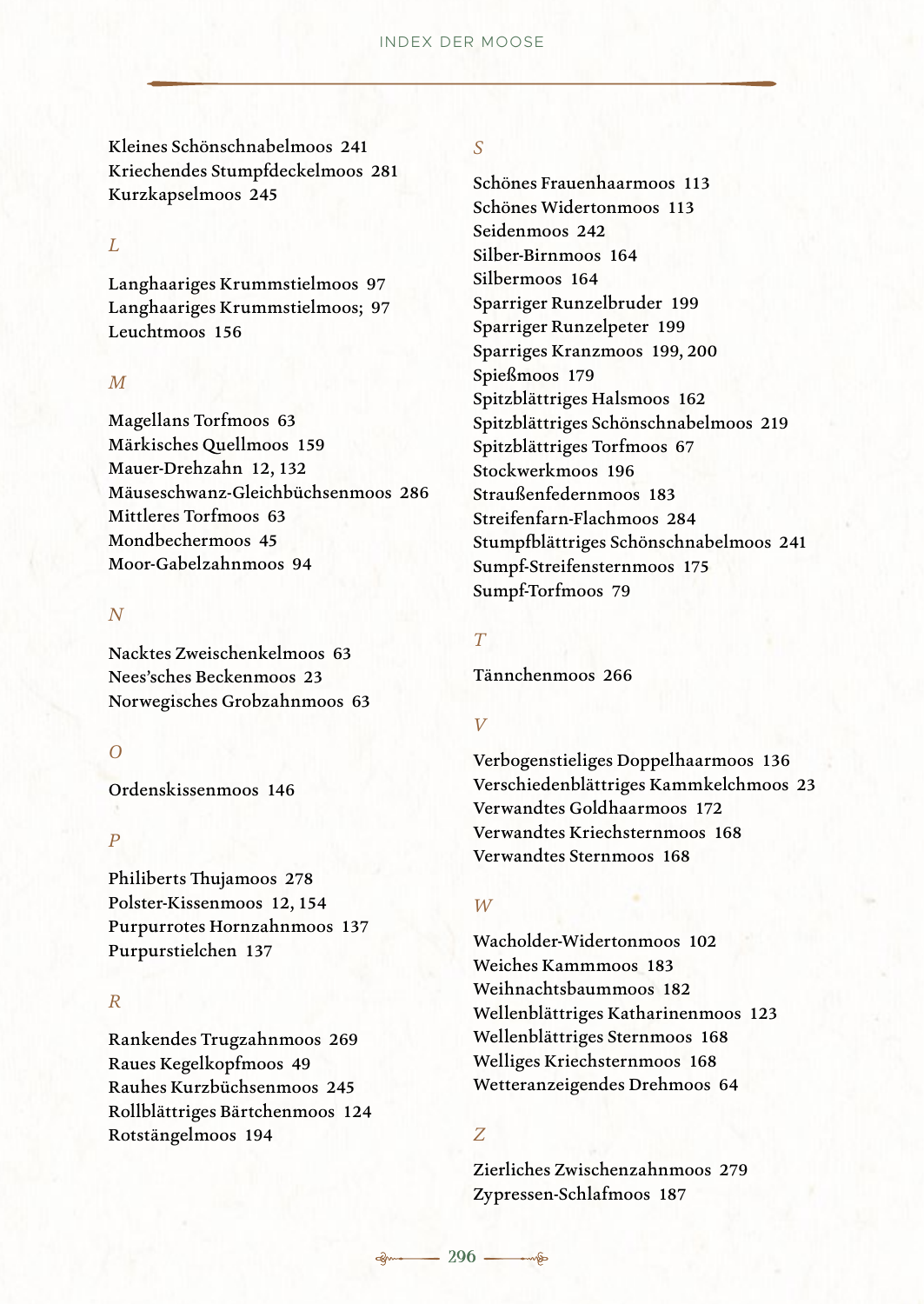Kleines Schönschnabelmoos 241
Kriechendes Stumpfdeckelmoos 281
Kurzkapselmoos 245

*L*

Langhaariges Krummstielmoos 97
Langhaariges Krummstielmoos; 97
Leuchtmoos 156

*M*

Magellans Torfmoos 63
Märkisches Quellmoos 159
Mauer-Drehzahn 12, 132
Mäuseschwanz-Gleichbüchsenmoos 286
Mittleres Torfmoos 63
Mondbechermoos 45
Moor-Gabelzahnmoos 94

*N*

Nacktes Zweischenkelmoos 63
Nees'sches Beckenmoos 23
Norwegisches Grobzahnmoos 63

*O*

Ordenskissenmoos 146

*P*

Philiberts Thujamoos 278
Polster-Kissenmoos 12, 154
Purpurrotes Hornzahnmoos 137
Purpurstielchen 137

*R*

Rankendes Trugzahnmoos 269
Raues Kegelkopfmoos 49
Rauhes Kurzbüchsenmoos 245
Rollblättriges Bärtchenmoos 124
Rotstängelmoos 194

*S*

Schönes Frauenhaarmoos 113
Schönes Widertonmoos 113
Seidenmoos 242
Silber-Birnmoos 164
Silbermoos 164
Sparriger Runzelbruder 199
Sparriger Runzelpeter 199
Sparriges Kranzmoos 199, 200
Spießmoos 179
Spitzblättriges Halsmoos 162
Spitzblättriges Schönschnabelmoos 219
Spitzblättriges Torfmoos 67
Stockwerkmoos 196
Straußenfedernmoos 183
Streifenfarn-Flachmoos 284
Stumpfblättriges Schönschnabelmoos 241
Sumpf-Streifensternmoos 175
Sumpf-Torfmoos 79

*T*

Tännchenmoos 266

*V*

Verbogenstieliges Doppelhaarmoos 136
Verschiedenblättriges Kammkelchmoos 23
Verwandtes Goldhaarmoos 172
Verwandtes Kriechsternmoos 168
Verwandtes Sternmoos 168

*W*

Wacholder-Widertonmoos 102
Weiches Kammmoos 183
Weihnachtsbaummoos 182
Wellenblättriges Katharinenmoos 123
Wellenblättriges Sternmoos 168
Welliges Kriechsternmoos 168
Wetteranzeigendes Drehmoos 64

*Z*

Zierliches Zwischenzahnmoos 279
Zypressen-Schlafmoos 187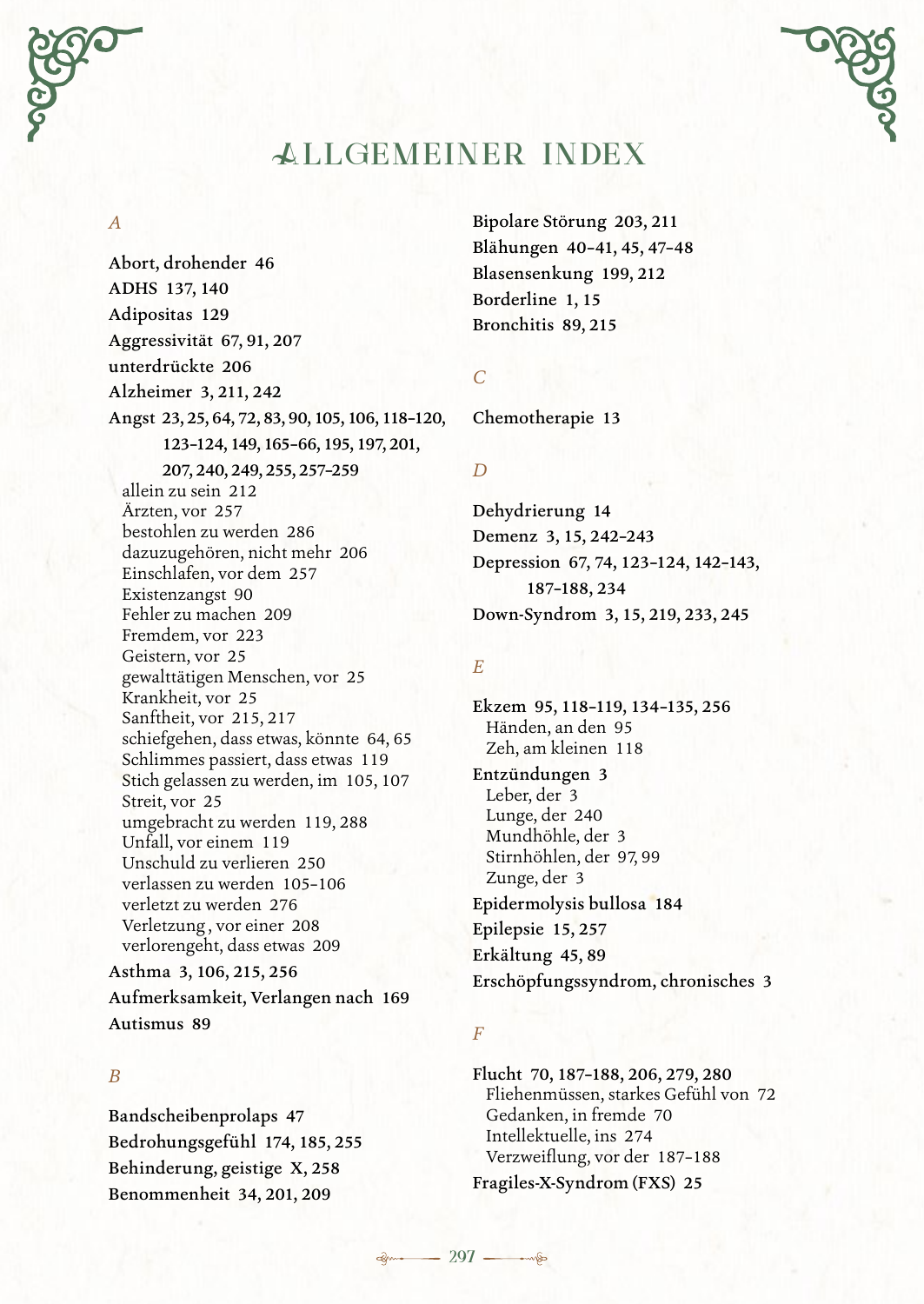# Allgemeiner Index

*A*

**Abort, drohender 46**

**ADHS 137, 140**

**Adipositas 129**

**Aggressivität 67, 91, 207**

**unterdrückte 206**

**Alzheimer 3, 211, 242**

**Angst 23, 25, 64, 72, 83, 90, 105, 106, 118–120, 123–124, 149, 165–66, 195, 197, 201, 207, 240, 249, 255, 257–259**

- allein zu sein 212
- Ärzten, vor 257
- bestohlen zu werden 286
- dazuzugehören, nicht mehr 206
- Einschlafen, vor dem 257
- Existenzangst 90
- Fehler zu machen 209
- Fremdem, vor 223
- Geistern, vor 25
- gewalttätigen Menschen, vor 25
- Krankheit, vor 25
- Sanftheit, vor 215, 217
- schiefgehen, dass etwas, könnte 64, 65
- Schlimmes passiert, dass etwas 119
- Stich gelassen zu werden, im 105, 107
- Streit, vor 25
- umgebracht zu werden 119, 288
- Unfall, vor einem 119
- Unschuld zu verlieren 250
- verlassen zu werden 105–106
- verletzt zu werden 276
- Verletzung , vor einer 208
- verlorengeht, dass etwas 209

**Asthma 3, 106, 215, 256**

**Aufmerksamkeit, Verlangen nach 169**

**Autismus 89**

*B*

**Bandscheibenprolaps 47**

**Bedrohungsgefühl 174, 185, 255**

**Behinderung, geistige X, 258**

**Benommenheit 34, 201, 209**

**Bipolare Störung 203, 211**

**Blähungen 40–41, 45, 47–48**

**Blasensenkung 199, 212**

**Borderline 1, 15**

**Bronchitis 89, 215**

*C*

**Chemotherapie 13**

*D*

**Dehydrierung 14**

**Demenz 3, 15, 242–243**

**Depression 67, 74, 123–124, 142–143, 187–188, 234**

**Down-Syndrom 3, 15, 219, 233, 245**

*E*

**Ekzem 95, 118–119, 134–135, 256**

- Händen, an den 95
- Zeh, am kleinen 118

**Entzündungen 3**

- Leber, der 3
- Lunge, der 240
- Mundhöhle, der 3
- Stirnhöhlen, der 97, 99
- Zunge, der 3

**Epidermolysis bullosa 184**

**Epilepsie 15, 257**

**Erkältung 45, 89**

**Erschöpfungssyndrom, chronisches 3**

*F*

**Flucht 70, 187–188, 206, 279, 280**

- Fliehenmüssen, starkes Gefühl von 72
- Gedanken, in fremde 70
- Intellektuelle, ins 274
- Verzweiflung, vor der 187–188

**Fragiles-X-Syndrom (FXS) 25**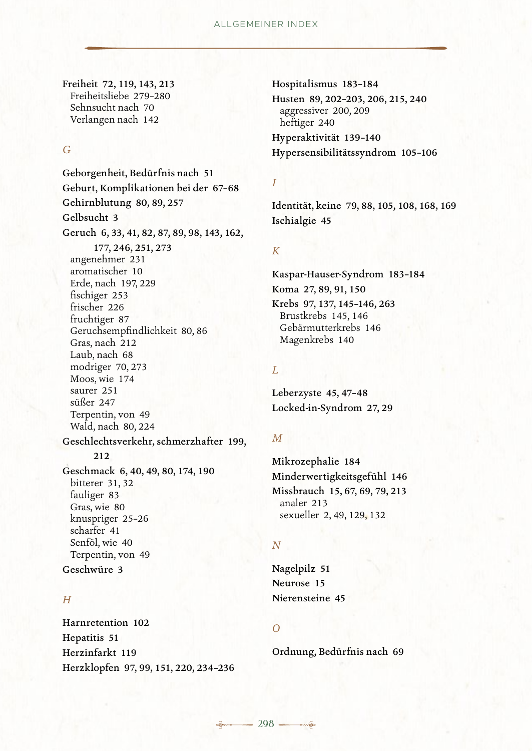**Freiheit** **72, 119, 143, 213**
- Freiheitsliebe 279–280
- Sehnsucht nach 70
- Verlangen nach 142

*G*

**Geborgenheit, Bedürfnis nach** **51**

**Geburt, Komplikationen bei der** **67–68**

**Gehirnblutung** **80, 89, 257**

**Gelbsucht** **3**

**Geruch** **6, 33, 41, 82, 87, 89, 98, 143, 162, 177, 246, 251, 273**
- angenehmer 231
- aromatischer 10
- Erde, nach 197, 229
- fischiger 253
- frischer 226
- fruchtiger 87
- Geruchsempfindlichkeit 80, 86
- Gras, nach 212
- Laub, nach 68
- modriger 70, 273
- Moos, wie 174
- saurer 251
- süßer 247
- Terpentin, von 49
- Wald, nach 80, 224

**Geschlechtsverkehr, schmerzhafter** **199, 212**

**Geschmack** **6, 40, 49, 80, 174, 190**
- bitterer 31, 32
- fauliger 83
- Gras, wie 80
- knuspriger 25–26
- scharfer 41
- Senföl, wie 40
- Terpentin, von 49

**Geschwüre** **3**

*H*

**Harnretention** **102**

**Hepatitis** **51**

**Herzinfarkt** **119**

**Herzklopfen** **97, 99, 151, 220, 234–236**

**Hospitalismus** **183–184**

**Husten** **89, 202–203, 206, 215, 240**
- aggressiver 200, 209
- heftiger 240

**Hyperaktivität** **139–140**

**Hypersensibilitätssyndrom** **105–106**

*I*

**Identität, keine** **79, 88, 105, 108, 168, 169**

**Ischialgie** **45**

*K*

**Kaspar-Hauser-Syndrom** **183–184**

**Koma** **27, 89, 91, 150**

**Krebs** **97, 137, 145–146, 263**
- Brustkrebs 145, 146
- Gebärmutterkrebs 146
- Magenkrebs 140

*L*

**Leberzyste** **45, 47–48**

**Locked-in-Syndrom** **27, 29**

*M*

**Mikrozephalie** **184**

**Minderwertigkeitsgefühl** **146**

**Missbrauch** **15, 67, 69, 79, 213**
- analer 213
- sexueller 2, 49, 129, 132

*N*

**Nagelpilz** **51**

**Neurose** **15**

**Nierensteine** **45**

*O*

**Ordnung, Bedürfnis nach** **69**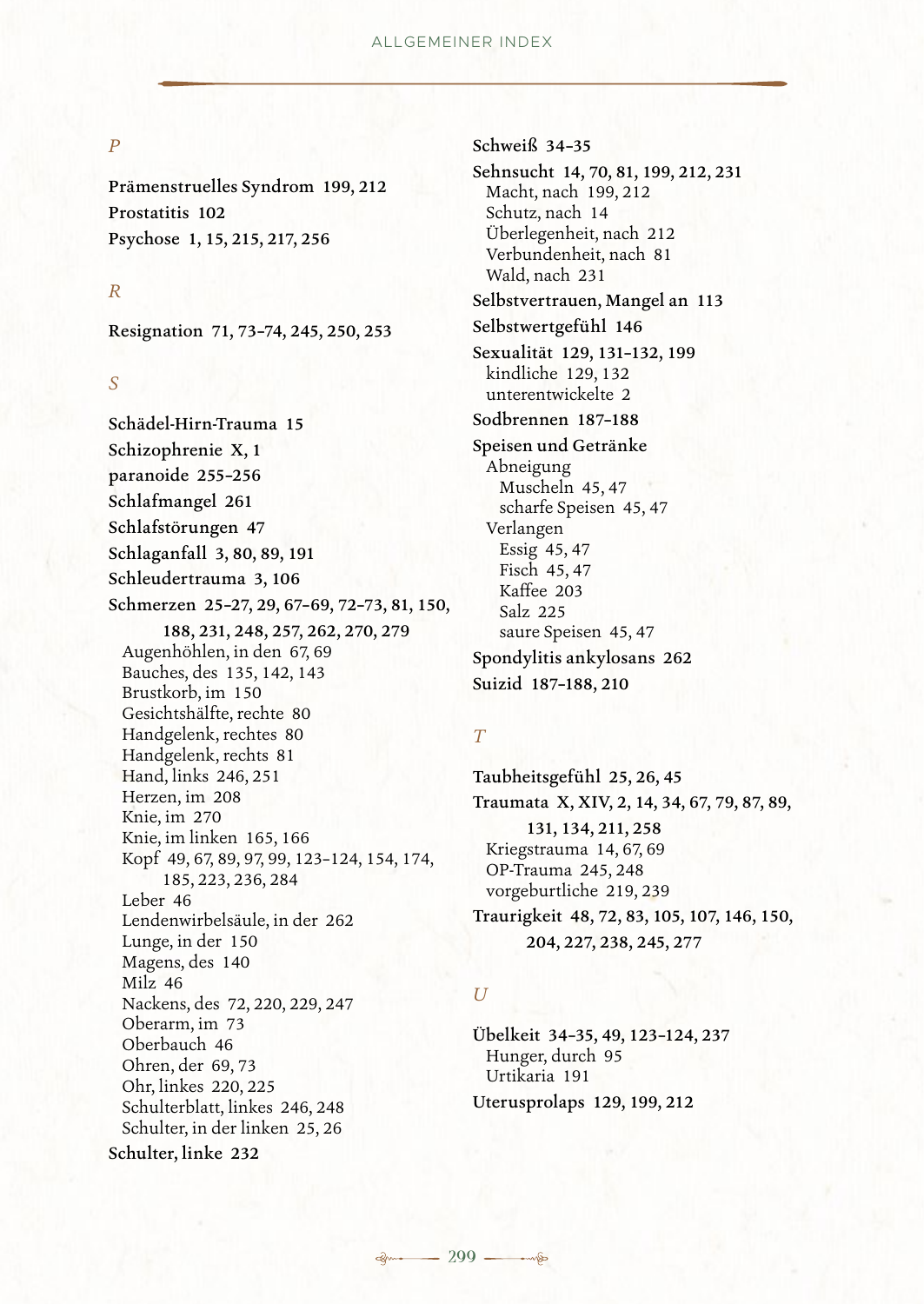### *P*

**Prämenstruelles Syndrom 199, 212**
**Prostatitis 102**
**Psychose 1, 15, 215, 217, 256**

### *R*

**Resignation 71, 73–74, 245, 250, 253**

### *S*

**Schädel-Hirn-Trauma 15**
**Schizophrenie X, 1**
**paranoide 255–256**
**Schlafmangel 261**
**Schlafstörungen 47**
**Schlaganfall 3, 80, 89, 191**
**Schleudertrauma 3, 106**
**Schmerzen 25–27, 29, 67–69, 72–73, 81, 150, 188, 231, 248, 257, 262, 270, 279**
- Augenhöhlen, in den 67, 69
- Bauches, des 135, 142, 143
- Brustkorb, im 150
- Gesichtshälfte, rechte 80
- Handgelenk, rechtes 80
- Handgelenk, rechts 81
- Hand, links 246, 251
- Herzen, im 208
- Knie, im 270
- Knie, im linken 165, 166
- Kopf 49, 67, 89, 97, 99, 123–124, 154, 174, 185, 223, 236, 284
- Leber 46
- Lendenwirbelsäule, in der 262
- Lunge, in der 150
- Magens, des 140
- Milz 46
- Nackens, des 72, 220, 229, 247
- Oberarm, im 73
- Oberbauch 46
- Ohren, der 69, 73
- Ohr, linkes 220, 225
- Schulterblatt, linkes 246, 248
- Schulter, in der linken 25, 26

**Schulter, linke 232**
**Schweiß 34–35**
**Sehnsucht 14, 70, 81, 199, 212, 231**
- Macht, nach 199, 212
- Schutz, nach 14
- Überlegenheit, nach 212
- Verbundenheit, nach 81
- Wald, nach 231

**Selbstvertrauen, Mangel an 113**
**Selbstwertgefühl 146**
**Sexualität 129, 131–132, 199**
- kindliche 129, 132
- unterentwickelte 2

**Sodbrennen 187–188**
**Speisen und Getränke**
- Abneigung
  - Muscheln 45, 47
  - scharfe Speisen 45, 47
- Verlangen
  - Essig 45, 47
  - Fisch 45, 47
  - Kaffee 203
  - Salz 225
  - saure Speisen 45, 47

**Spondylitis ankylosans 262**
**Suizid 187–188, 210**

### *T*

**Taubheitsgefühl 25, 26, 45**
**Traumata X, XIV, 2, 14, 34, 67, 79, 87, 89, 131, 134, 211, 258**
- Kriegstrauma 14, 67, 69
- OP-Trauma 245, 248
- vorgeburtliche 219, 239

**Traurigkeit 48, 72, 83, 105, 107, 146, 150, 204, 227, 238, 245, 277**

### *U*

**Übelkeit 34–35, 49, 123–124, 237**
- Hunger, durch 95
- Urtikaria 191

**Uterusprolaps 129, 199, 212**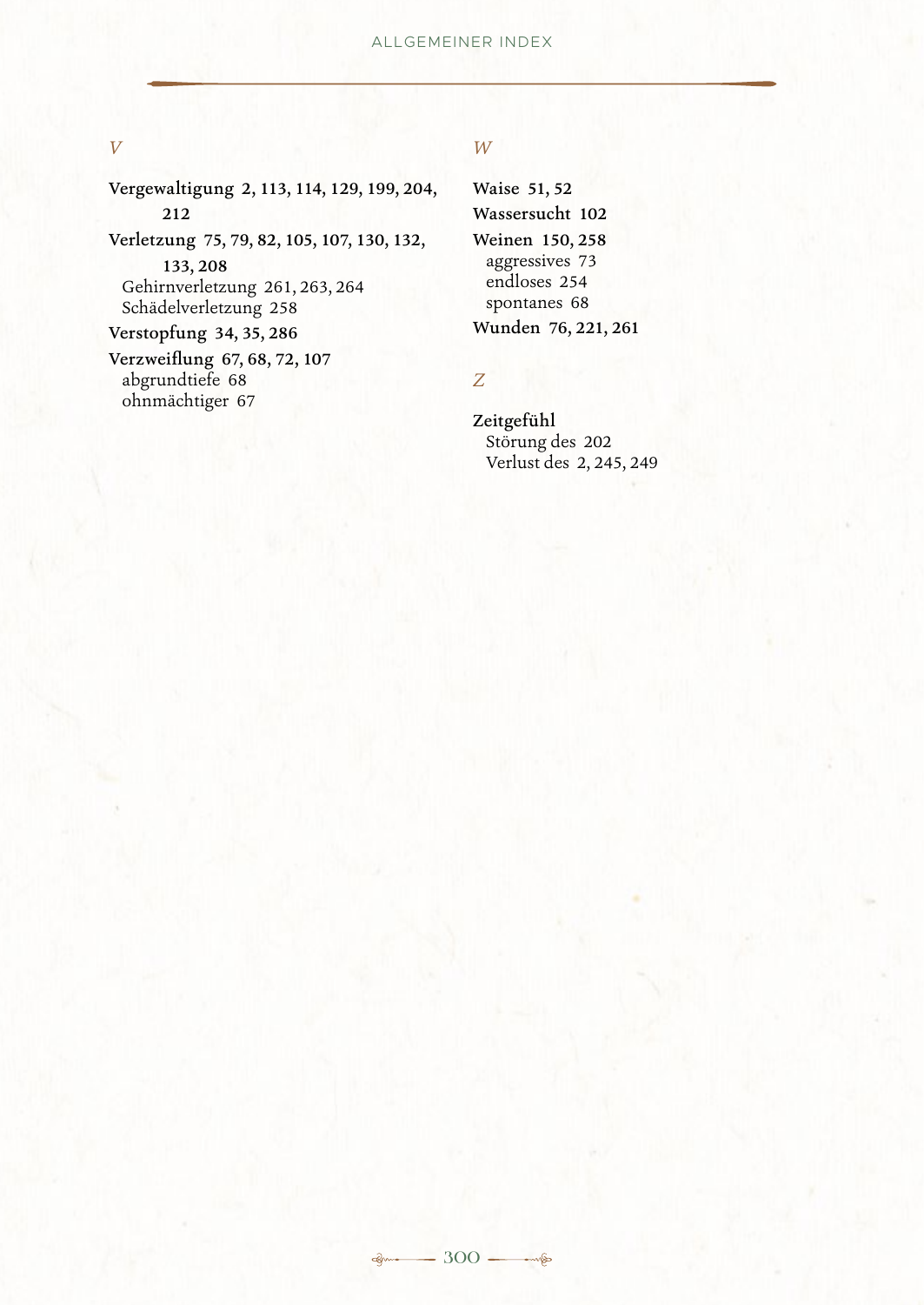*V*

**Vergewaltigung 2, 113, 114, 129, 199, 204, 212**

**Verletzung 75, 79, 82, 105, 107, 130, 132, 133, 208**
- Gehirnverletzung 261, 263, 264
- Schädelverletzung 258

**Verstopfung 34, 35, 286**

**Verzweiflung 67, 68, 72, 107**
- abgrundtiefe 68
- ohnmächtiger 67

*W*

**Waise 51, 52**

**Wassersucht 102**

**Weinen 150, 258**
- aggressives 73
- endloses 254
- spontanes 68

**Wunden 76, 221, 261**

*Z*

**Zeitgefühl**
- Störung des 202
- Verlust des 2, 245, 249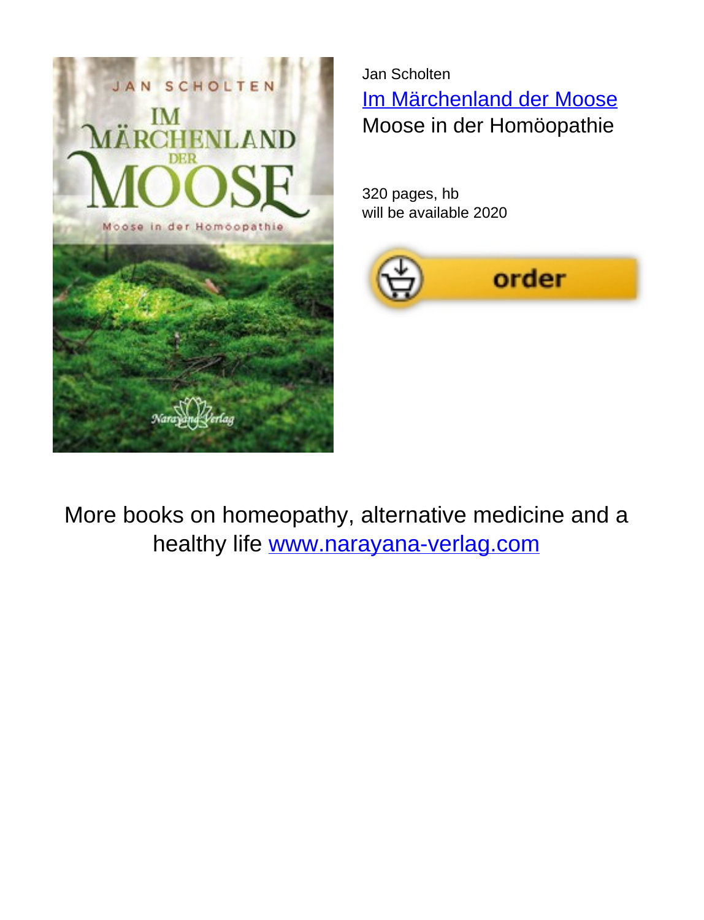Jan Scholten

[Im Märchenland der Moose](#)

Moose in der Homöopathie

320 pages, hb
will be available 2020

order

More books on homeopathy, alternative medicine and a healthy life [www.narayana-verlag.com](http://www.narayana-verlag.com)